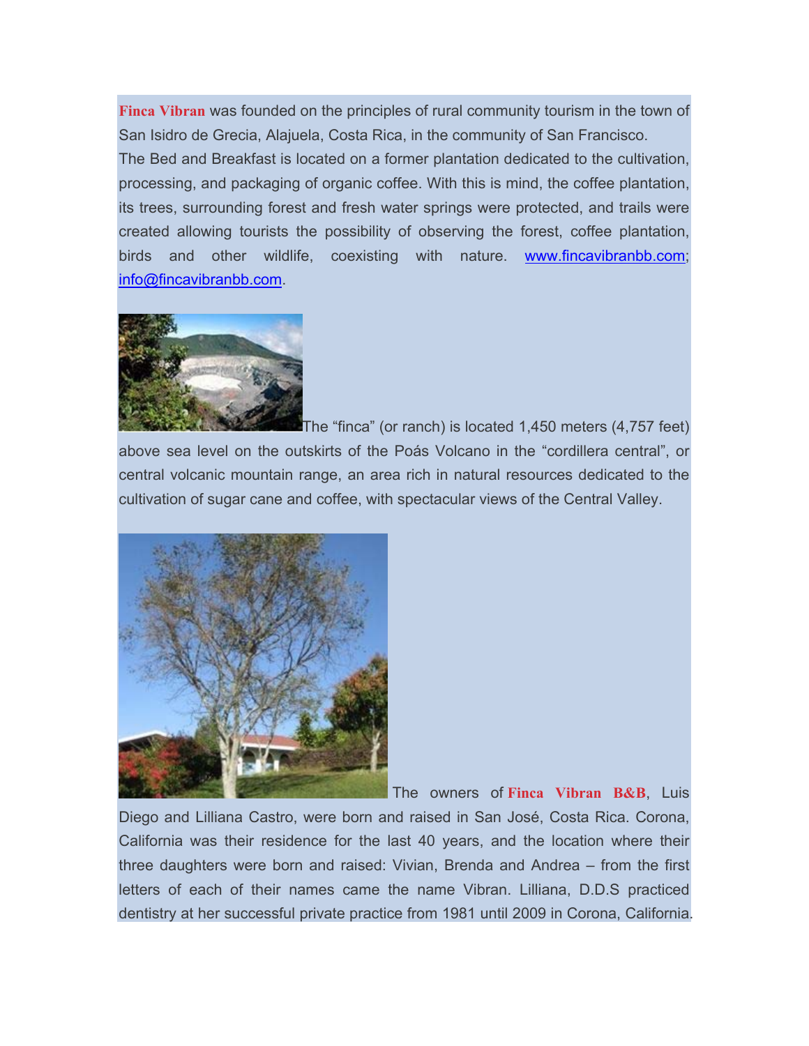**Finca Vibran** was founded on the principles of rural community tourism in the town of San Isidro de Grecia, Alajuela, Costa Rica, in the community of San Francisco.

The Bed and Breakfast is located on a former plantation dedicated to the cultivation, processing, and packaging of organic coffee. With this is mind, the coffee plantation, its trees, surrounding forest and fresh water springs were protected, and trails were created allowing tourists the possibility of observing the forest, coffee plantation, birds and other wildlife, coexisting with nature. www.fincavibranbb.com; info@fincavibranbb.com.

The "finca" (or ranch) is located 1,450 meters (4,757 feet) above sea level on the outskirts of the Poás Volcano in the "cordillera central", or central volcanic mountain range, an area rich in natural resources dedicated to the cultivation of sugar cane and coffee, with spectacular views of the Central Valley.

The owners of **Finca Vibran B&B**, Luis Diego and Lilliana Castro, were born and raised in San José, Costa Rica. Corona, California was their residence for the last 40 years, and the location where their three daughters were born and raised: Vivian, Brenda and Andrea – from the first letters of each of their names came the name Vibran. Lilliana, D.D.S practiced dentistry at her successful private practice from 1981 until 2009 in Corona, California.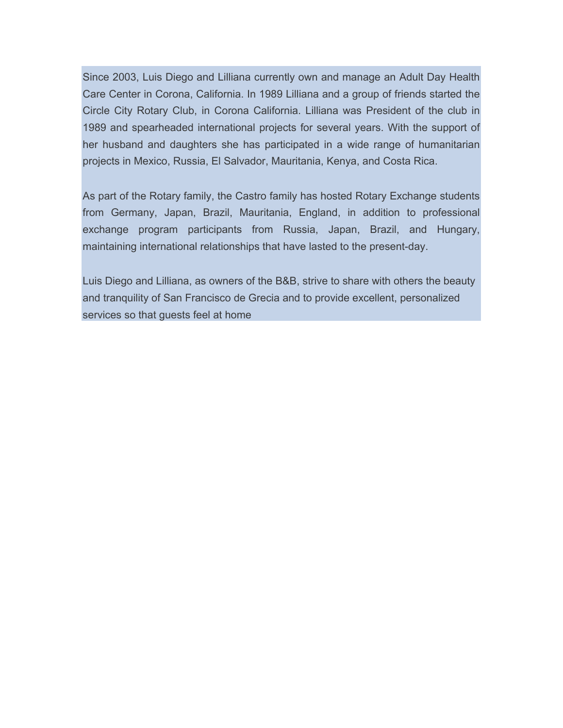Since 2003, Luis Diego and Lilliana currently own and manage an Adult Day Health Care Center in Corona, California. In 1989 Lilliana and a group of friends started the Circle City Rotary Club, in Corona California. Lilliana was President of the club in 1989 and spearheaded international projects for several years. With the support of her husband and daughters she has participated in a wide range of humanitarian projects in Mexico, Russia, El Salvador, Mauritania, Kenya, and Costa Rica.

As part of the Rotary family, the Castro family has hosted Rotary Exchange students from Germany, Japan, Brazil, Mauritania, England, in addition to professional exchange program participants from Russia, Japan, Brazil, and Hungary, maintaining international relationships that have lasted to the present-day.

Luis Diego and Lilliana, as owners of the B&B, strive to share with others the beauty and tranquility of San Francisco de Grecia and to provide excellent, personalized services so that guests feel at home